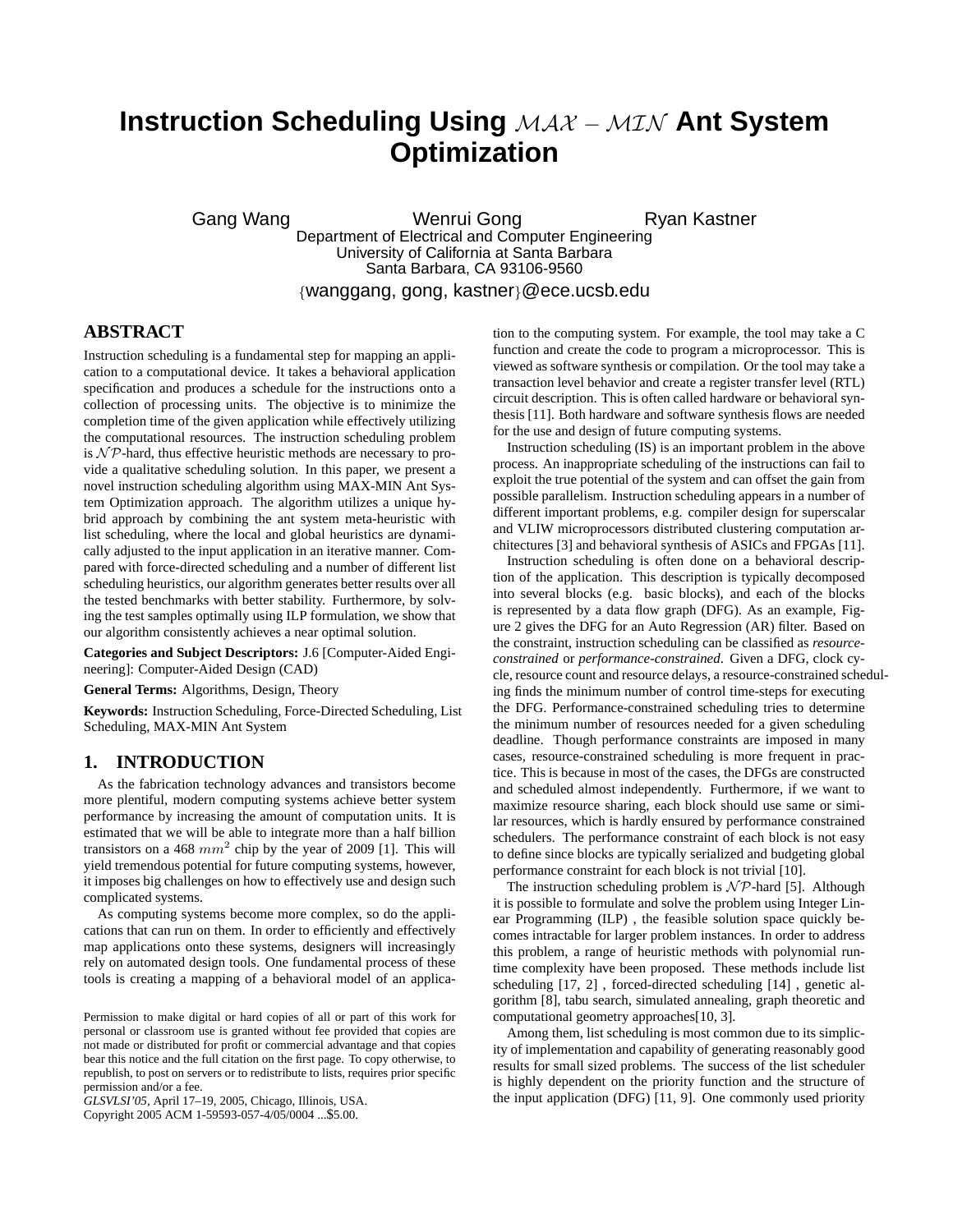# Instruction Scheduling Using $\mathcal{MAX} - \mathcal{MIN}$ Ant System Optimization

Gang Wang    Wenrui Gong    Ryan Kastner

Department of Electrical and Computer Engineering
University of California at Santa Barbara
Santa Barbara, CA 93106-9560

{wanggang, gong, kastner}@ece.ucsb.edu

## ABSTRACT

Instruction scheduling is a fundamental step for mapping an application to a computational device. It takes a behavioral application specification and produces a schedule for the instructions onto a collection of processing units. The objective is to minimize the completion time of the given application while effectively utilizing the computational resources. The instruction scheduling problem is $\mathcal{NP}$-hard, thus effective heuristic methods are necessary to provide a qualitative scheduling solution. In this paper, we present a novel instruction scheduling algorithm using MAX-MIN Ant System Optimization approach. The algorithm utilizes a unique hybrid approach by combining the ant system meta-heuristic with list scheduling, where the local and global heuristics are dynamically adjusted to the input application in an iterative manner. Compared with force-directed scheduling and a number of different list scheduling heuristics, our algorithm generates better results over all the tested benchmarks with better stability. Furthermore, by solving the test samples optimally using ILP formulation, we show that our algorithm consistently achieves a near optimal solution.

**Categories and Subject Descriptors:** J.6 [Computer-Aided Engineering]: Computer-Aided Design (CAD)

**General Terms:** Algorithms, Design, Theory

**Keywords:** Instruction Scheduling, Force-Directed Scheduling, List Scheduling, MAX-MIN Ant System

## 1. INTRODUCTION

As the fabrication technology advances and transistors become more plentiful, modern computing systems achieve better system performance by increasing the amount of computation units. It is estimated that we will be able to integrate more than a half billion transistors on a 468 $mm^2$ chip by the year of 2009 [1]. This will yield tremendous potential for future computing systems, however, it imposes big challenges on how to effectively use and design such complicated systems.

As computing systems become more complex, so do the applications that can run on them. In order to efficiently and effectively map applications onto these systems, designers will increasingly rely on automated design tools. One fundamental process of these tools is creating a mapping of a behavioral model of an application to the computing system. For example, the tool may take a C function and create the code to program a microprocessor. This is viewed as software synthesis or compilation. Or the tool may take a transaction level behavior and create a register transfer level (RTL) circuit description. This is often called hardware or behavioral synthesis [11]. Both hardware and software synthesis flows are needed for the use and design of future computing systems.

Instruction scheduling (IS) is an important problem in the above process. An inappropriate scheduling of the instructions can fail to exploit the true potential of the system and can offset the gain from possible parallelism. Instruction scheduling appears in a number of different important problems, e.g. compiler design for superscalar and VLIW microprocessors distributed clustering computation architectures [3] and behavioral synthesis of ASICs and FPGAs [11].

Instruction scheduling is often done on a behavioral description of the application. This description is typically decomposed into several blocks (e.g. basic blocks), and each of the blocks is represented by a data flow graph (DFG). As an example, Figure 2 gives the DFG for an Auto Regression (AR) filter. Based on the constraint, instruction scheduling can be classified as *resource-constrained* or *performance-constrained*. Given a DFG, clock cycle, resource count and resource delays, a resource-constrained scheduling finds the minimum number of control time-steps for executing the DFG. Performance-constrained scheduling tries to determine the minimum number of resources needed for a given scheduling deadline. Though performance constraints are imposed in many cases, resource-constrained scheduling is more frequent in practice. This is because in most of the cases, the DFGs are constructed and scheduled almost independently. Furthermore, if we want to maximize resource sharing, each block should use same or similar resources, which is hardly ensured by performance constrained schedulers. The performance constraint of each block is not easy to define since blocks are typically serialized and budgeting global performance constraint for each block is not trivial [10].

The instruction scheduling problem is $\mathcal{NP}$-hard [5]. Although it is possible to formulate and solve the problem using Integer Linear Programming (ILP) , the feasible solution space quickly becomes intractable for larger problem instances. In order to address this problem, a range of heuristic methods with polynomial runtime complexity have been proposed. These methods include list scheduling [17, 2] , forced-directed scheduling [14] , genetic algorithm [8], tabu search, simulated annealing, graph theoretic and computational geometry approaches[10, 3].

Among them, list scheduling is most common due to its simplicity of implementation and capability of generating reasonably good results for small sized problems. The success of the list scheduler is highly dependent on the priority function and the structure of the input application (DFG) [11, 9]. One commonly used priority

Permission to make digital or hard copies of all or part of this work for personal or classroom use is granted without fee provided that copies are not made or distributed for profit or commercial advantage and that copies bear this notice and the full citation on the first page. To copy otherwise, to republish, to post on servers or to redistribute to lists, requires prior specific permission and/or a fee.
*GLSVLSI'05*, April 17–19, 2005, Chicago, Illinois, USA.
Copyright 2005 ACM 1-59593-057-4/05/0004 ...$5.00.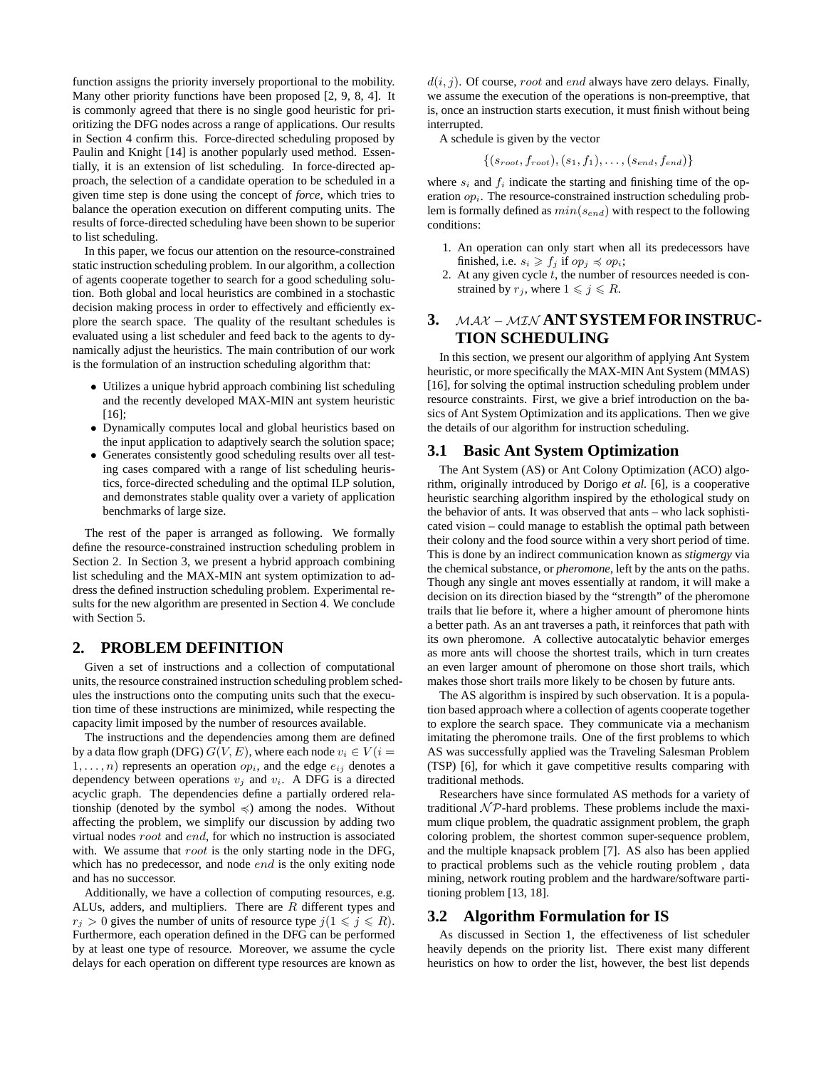function assigns the priority inversely proportional to the mobility. Many other priority functions have been proposed [2, 9, 8, 4]. It is commonly agreed that there is no single good heuristic for prioritizing the DFG nodes across a range of applications. Our results in Section 4 confirm this. Force-directed scheduling proposed by Paulin and Knight [14] is another popularly used method. Essentially, it is an extension of list scheduling. In force-directed approach, the selection of a candidate operation to be scheduled in a given time step is done using the concept of *force*, which tries to balance the operation execution on different computing units. The results of force-directed scheduling have been shown to be superior to list scheduling.

In this paper, we focus our attention on the resource-constrained static instruction scheduling problem. In our algorithm, a collection of agents cooperate together to search for a good scheduling solution. Both global and local heuristics are combined in a stochastic decision making process in order to effectively and efficiently explore the search space. The quality of the resultant schedules is evaluated using a list scheduler and feed back to the agents to dynamically adjust the heuristics. The main contribution of our work is the formulation of an instruction scheduling algorithm that:

- Utilizes a unique hybrid approach combining list scheduling and the recently developed MAX-MIN ant system heuristic [16];
- Dynamically computes local and global heuristics based on the input application to adaptively search the solution space;
- Generates consistently good scheduling results over all testing cases compared with a range of list scheduling heuristics, force-directed scheduling and the optimal ILP solution, and demonstrates stable quality over a variety of application benchmarks of large size.

The rest of the paper is arranged as following. We formally define the resource-constrained instruction scheduling problem in Section 2. In Section 3, we present a hybrid approach combining list scheduling and the MAX-MIN ant system optimization to address the defined instruction scheduling problem. Experimental results for the new algorithm are presented in Section 4. We conclude with Section 5.

## 2. PROBLEM DEFINITION

Given a set of instructions and a collection of computational units, the resource constrained instruction scheduling problem schedules the instructions onto the computing units such that the execution time of these instructions are minimized, while respecting the capacity limit imposed by the number of resources available.

The instructions and the dependencies among them are defined by a data flow graph (DFG) $G(V, E)$, where each node $v_i \in V (i = 1, \ldots, n)$ represents an operation $op_i$, and the edge $e_{ij}$ denotes a dependency between operations $v_j$ and $v_i$. A DFG is a directed acyclic graph. The dependencies define a partially ordered relationship (denoted by the symbol $\preccurlyeq$) among the nodes. Without affecting the problem, we simplify our discussion by adding two virtual nodes $root$ and $end$, for which no instruction is associated with. We assume that $root$ is the only starting node in the DFG, which has no predecessor, and node $end$ is the only exiting node and has no successor.

Additionally, we have a collection of computing resources, e.g. ALUs, adders, and multipliers. There are $R$ different types and $r_j > 0$ gives the number of units of resource type $j (1 \leqslant j \leqslant R)$. Furthermore, each operation defined in the DFG can be performed by at least one type of resource. Moreover, we assume the cycle delays for each operation on different type resources are known as $d(i, j)$. Of course, $root$ and $end$ always have zero delays. Finally, we assume the execution of the operations is non-preemptive, that is, once an instruction starts execution, it must finish without being interrupted.

A schedule is given by the vector

$$\{(s_{root}, f_{root}), (s_1, f_1), \ldots, (s_{end}, f_{end})\}$$

where $s_i$ and $f_i$ indicate the starting and finishing time of the operation $op_i$. The resource-constrained instruction scheduling problem is formally defined as $min(s_{end})$ with respect to the following conditions:

1. An operation can only start when all its predecessors have finished, i.e. $s_i \geqslant f_j$ if $op_j \preccurlyeq op_i$;
2. At any given cycle $t$, the number of resources needed is constrained by $r_j$, where $1 \leqslant j \leqslant R$.

## 3. $\mathcal{MAX}-\mathcal{MIN}$ ANT SYSTEM FOR INSTRUCTION SCHEDULING

In this section, we present our algorithm of applying Ant System heuristic, or more specifically the MAX-MIN Ant System (MMAS) [16], for solving the optimal instruction scheduling problem under resource constraints. First, we give a brief introduction on the basics of Ant System Optimization and its applications. Then we give the details of our algorithm for instruction scheduling.

### 3.1 Basic Ant System Optimization

The Ant System (AS) or Ant Colony Optimization (ACO) algorithm, originally introduced by Dorigo *et al.* [6], is a cooperative heuristic searching algorithm inspired by the ethological study on the behavior of ants. It was observed that ants – who lack sophisticated vision – could manage to establish the optimal path between their colony and the food source within a very short period of time. This is done by an indirect communication known as *stigmergy* via the chemical substance, or *pheromone*, left by the ants on the paths. Though any single ant moves essentially at random, it will make a decision on its direction biased by the "strength" of the pheromone trails that lie before it, where a higher amount of pheromone hints a better path. As an ant traverses a path, it reinforces that path with its own pheromone. A collective autocatalytic behavior emerges as more ants will choose the shortest trails, which in turn creates an even larger amount of pheromone on those short trails, which makes those short trails more likely to be chosen by future ants.

The AS algorithm is inspired by such observation. It is a population based approach where a collection of agents cooperate together to explore the search space. They communicate via a mechanism imitating the pheromone trails. One of the first problems to which AS was successfully applied was the Traveling Salesman Problem (TSP) [6], for which it gave competitive results comparing with traditional methods.

Researchers have since formulated AS methods for a variety of traditional $\mathcal{NP}$-hard problems. These problems include the maximum clique problem, the quadratic assignment problem, the graph coloring problem, the shortest common super-sequence problem, and the multiple knapsack problem [7]. AS also has been applied to practical problems such as the vehicle routing problem , data mining, network routing problem and the hardware/software partitioning problem [13, 18].

### 3.2 Algorithm Formulation for IS

As discussed in Section 1, the effectiveness of list scheduler heavily depends on the priority list. There exist many different heuristics on how to order the list, however, the best list depends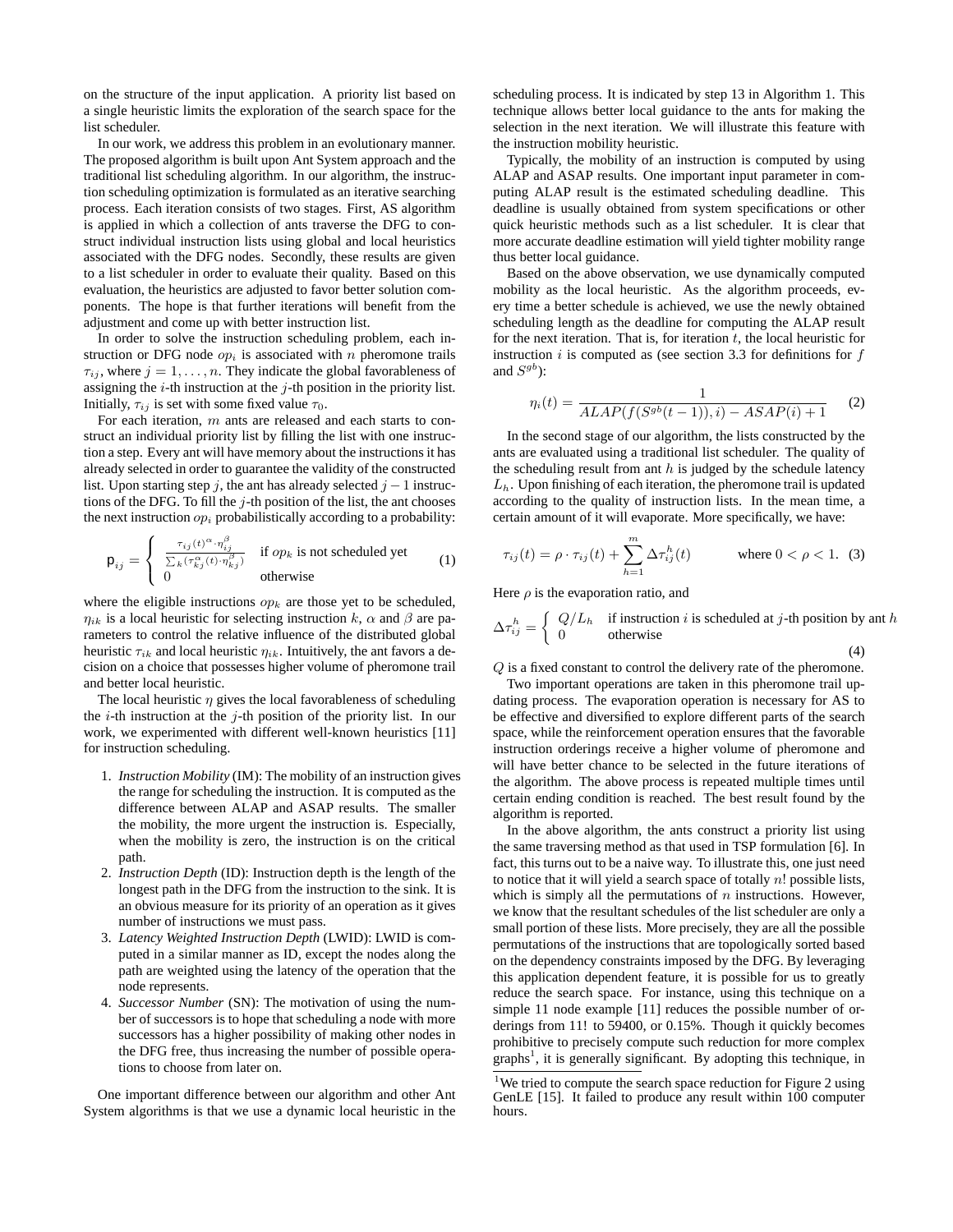on the structure of the input application. A priority list based on a single heuristic limits the exploration of the search space for the list scheduler.

In our work, we address this problem in an evolutionary manner. The proposed algorithm is built upon Ant System approach and the traditional list scheduling algorithm. In our algorithm, the instruction scheduling optimization is formulated as an iterative searching process. Each iteration consists of two stages. First, AS algorithm is applied in which a collection of ants traverse the DFG to construct individual instruction lists using global and local heuristics associated with the DFG nodes. Secondly, these results are given to a list scheduler in order to evaluate their quality. Based on this evaluation, the heuristics are adjusted to favor better solution components. The hope is that further iterations will benefit from the adjustment and come up with better instruction list.

In order to solve the instruction scheduling problem, each instruction or DFG node $op_i$ is associated with $n$ pheromone trails $\tau_{ij}$, where $j = 1, \ldots, n$. They indicate the global favorableness of assigning the $i$-th instruction at the $j$-th position in the priority list. Initially, $\tau_{ij}$ is set with some fixed value $\tau_0$.

For each iteration, $m$ ants are released and each starts to construct an individual priority list by filling the list with one instruction a step. Every ant will have memory about the instructions it has already selected in order to guarantee the validity of the constructed list. Upon starting step $j$, the ant has already selected $j-1$ instructions of the DFG. To fill the $j$-th position of the list, the ant chooses the next instruction $op_i$ probabilistically according to a probability:

$$
\mathsf{p}_{ij} = \begin{cases} \frac{\tau_{ij}(t)^{\alpha} \cdot \eta_{ij}^{\beta}}{\sum_k (\tau_{kj}^{\alpha}(t) \cdot \eta_{kj}^{\beta})} & \text{if } op_k \text{ is not scheduled yet} \\ 0 & \text{otherwise} \end{cases} \quad (1)
$$

where the eligible instructions $op_k$ are those yet to be scheduled, $\eta_{ik}$ is a local heuristic for selecting instruction $k$, $\alpha$ and $\beta$ are parameters to control the relative influence of the distributed global heuristic $\tau_{ik}$ and local heuristic $\eta_{ik}$. Intuitively, the ant favors a decision on a choice that possesses higher volume of pheromone trail and better local heuristic.

The local heuristic $\eta$ gives the local favorableness of scheduling the $i$-th instruction at the $j$-th position of the priority list. In our work, we experimented with different well-known heuristics [11] for instruction scheduling.

1. *Instruction Mobility* (IM): The mobility of an instruction gives the range for scheduling the instruction. It is computed as the difference between ALAP and ASAP results. The smaller the mobility, the more urgent the instruction is. Especially, when the mobility is zero, the instruction is on the critical path.
2. *Instruction Depth* (ID): Instruction depth is the length of the longest path in the DFG from the instruction to the sink. It is an obvious measure for its priority of an operation as it gives number of instructions we must pass.
3. *Latency Weighted Instruction Depth* (LWID): LWID is computed in a similar manner as ID, except the nodes along the path are weighted using the latency of the operation that the node represents.
4. *Successor Number* (SN): The motivation of using the number of successors is to hope that scheduling a node with more successors has a higher possibility of making other nodes in the DFG free, thus increasing the number of possible operations to choose from later on.

One important difference between our algorithm and other Ant System algorithms is that we use a dynamic local heuristic in the scheduling process. It is indicated by step 13 in Algorithm 1. This technique allows better local guidance to the ants for making the selection in the next iteration. We will illustrate this feature with the instruction mobility heuristic.

Typically, the mobility of an instruction is computed by using ALAP and ASAP results. One important input parameter in computing ALAP result is the estimated scheduling deadline. This deadline is usually obtained from system specifications or other quick heuristic methods such as a list scheduler. It is clear that more accurate deadline estimation will yield tighter mobility range thus better local guidance.

Based on the above observation, we use dynamically computed mobility as the local heuristic. As the algorithm proceeds, every time a better schedule is achieved, we use the newly obtained scheduling length as the deadline for computing the ALAP result for the next iteration. That is, for iteration $t$, the local heuristic for instruction $i$ is computed as (see section 3.3 for definitions for $f$ and $S^{gb}$):

$$
\eta_i(t) = \frac{1}{ALAP(f(S^{gb}(t-1)), i) - ASAP(i) + 1} \quad (2)
$$

In the second stage of our algorithm, the lists constructed by the ants are evaluated using a traditional list scheduler. The quality of the scheduling result from ant $h$ is judged by the schedule latency $L_h$. Upon finishing of each iteration, the pheromone trail is updated according to the quality of instruction lists. In the mean time, a certain amount of it will evaporate. More specifically, we have:

$$
\tau_{ij}(t) = \rho \cdot \tau_{ij}(t) + \sum_{h=1}^{m} \Delta\tau_{ij}^{h}(t) \qquad \text{where } 0 < \rho < 1. \quad (3)
$$

Here $\rho$ is the evaporation ratio, and

$$
\Delta\tau_{ij}^{h} = \begin{cases} Q/L_h & \text{if instruction } i \text{ is scheduled at } j\text{-th position by ant } h \\ 0 & \text{otherwise} \end{cases} \quad (4)
$$

$Q$ is a fixed constant to control the delivery rate of the pheromone.

Two important operations are taken in this pheromone trail updating process. The evaporation operation is necessary for AS to be effective and diversified to explore different parts of the search space, while the reinforcement operation ensures that the favorable instruction orderings receive a higher volume of pheromone and will have better chance to be selected in the future iterations of the algorithm. The above process is repeated multiple times until certain ending condition is reached. The best result found by the algorithm is reported.

In the above algorithm, the ants construct a priority list using the same traversing method as that used in TSP formulation [6]. In fact, this turns out to be a naive way. To illustrate this, one just need to notice that it will yield a search space of totally $n!$ possible lists, which is simply all the permutations of $n$ instructions. However, we know that the resultant schedules of the list scheduler are only a small portion of these lists. More precisely, they are all the possible permutations of the instructions that are topologically sorted based on the dependency constraints imposed by the DFG. By leveraging this application dependent feature, it is possible for us to greatly reduce the search space. For instance, using this technique on a simple 11 node example [11] reduces the possible number of orderings from 11! to 59400, or 0.15%. Though it quickly becomes prohibitive to precisely compute such reduction for more complex graphs[1], it is generally significant. By adopting this technique, in

[1] We tried to compute the search space reduction for Figure 2 using GenLE [15]. It failed to produce any result within 100 computer hours.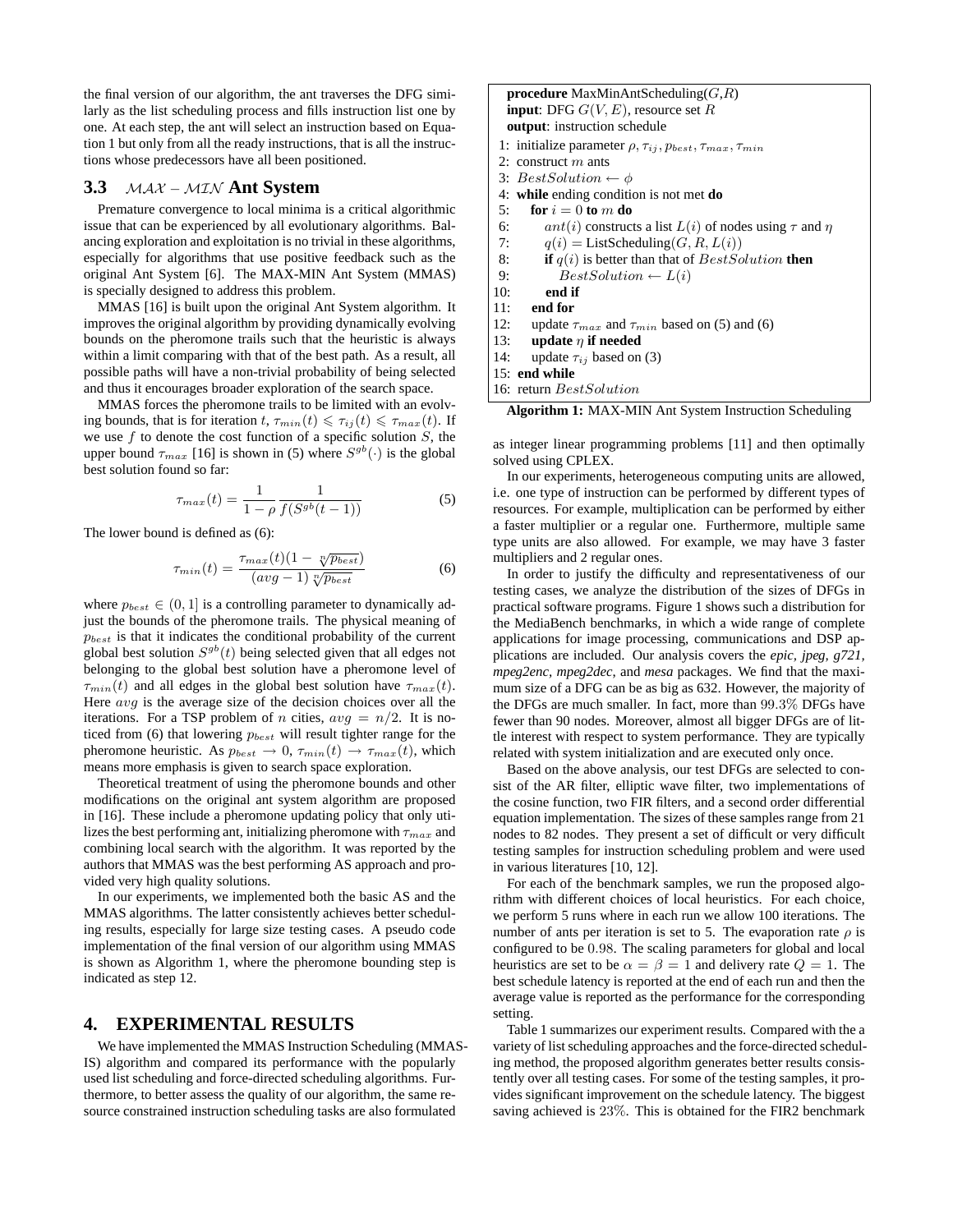the final version of our algorithm, the ant traverses the DFG similarly as the list scheduling process and fills instruction list one by one. At each step, the ant will select an instruction based on Equation 1 but only from all the ready instructions, that is all the instructions whose predecessors have all been positioned.

### 3.3 $\mathcal{MAX}-\mathcal{MIN}$ Ant System

Premature convergence to local minima is a critical algorithmic issue that can be experienced by all evolutionary algorithms. Balancing exploration and exploitation is no trivial in these algorithms, especially for algorithms that use positive feedback such as the original Ant System [6]. The MAX-MIN Ant System (MMAS) is specially designed to address this problem.

MMAS [16] is built upon the original Ant System algorithm. It improves the original algorithm by providing dynamically evolving bounds on the pheromone trails such that the heuristic is always within a limit comparing with that of the best path. As a result, all possible paths will have a non-trivial probability of being selected and thus it encourages broader exploration of the search space.

MMAS forces the pheromone trails to be limited with an evolving bounds, that is for iteration $t$, $\tau_{min}(t) \leqslant \tau_{ij}(t) \leqslant \tau_{max}(t)$. If we use $f$ to denote the cost function of a specific solution $S$, the upper bound $\tau_{max}$ [16] is shown in (5) where $S^{gb}(\cdot)$ is the global best solution found so far:

$$\tau_{max}(t) = \frac{1}{1-\rho}\frac{1}{f(S^{gb}(t-1))} \tag{5}$$

The lower bound is defined as (6):

$$\tau_{min}(t) = \frac{\tau_{max}(t)(1-\sqrt[n]{p_{best}})}{(avg-1)\sqrt[n]{p_{best}}} \tag{6}$$

where $p_{best} \in (0, 1]$ is a controlling parameter to dynamically adjust the bounds of the pheromone trails. The physical meaning of $p_{best}$ is that it indicates the conditional probability of the current global best solution $S^{gb}(t)$ being selected given that all edges not belonging to the global best solution have a pheromone level of $\tau_{min}(t)$ and all edges in the global best solution have $\tau_{max}(t)$. Here $avg$ is the average size of the decision choices over all the iterations. For a TSP problem of $n$ cities, $avg = n/2$. It is noticed from (6) that lowering $p_{best}$ will result tighter range for the pheromone heuristic. As $p_{best} \rightarrow 0$, $\tau_{min}(t) \rightarrow \tau_{max}(t)$, which means more emphasis is given to search space exploration.

Theoretical treatment of using the pheromone bounds and other modifications on the original ant system algorithm are proposed in [16]. These include a pheromone updating policy that only utilizes the best performing ant, initializing pheromone with $\tau_{max}$ and combining local search with the algorithm. It was reported by the authors that MMAS was the best performing AS approach and provided very high quality solutions.

In our experiments, we implemented both the basic AS and the MMAS algorithms. The latter consistently achieves better scheduling results, especially for large size testing cases. A pseudo code implementation of the final version of our algorithm using MMAS is shown as Algorithm 1, where the pheromone bounding step is indicated as step 12.

```
procedure MaxMinAntScheduling(G,R)
input: DFG G(V,E), resource set R
output: instruction schedule
 1: initialize parameter ρ, τ_ij, p_best, τ_max, τ_min
 2: construct m ants
 3: BestSolution ← φ
 4: while ending condition is not met do
 5:    for i = 0 to m do
 6:       ant(i) constructs a list L(i) of nodes using τ and η
 7:       q(i) = ListScheduling(G, R, L(i))
 8:       if q(i) is better than that of BestSolution then
 9:          BestSolution ← L(i)
10:       end if
11:    end for
12:    update τ_max and τ_min based on (5) and (6)
13:    update η if needed
14:    update τ_ij based on (3)
15: end while
16: return BestSolution
```

**Algorithm 1:** MAX-MIN Ant System Instruction Scheduling

## 4. EXPERIMENTAL RESULTS

We have implemented the MMAS Instruction Scheduling (MMAS-IS) algorithm and compared its performance with the popularly used list scheduling and force-directed scheduling algorithms. Furthermore, to better assess the quality of our algorithm, the same resource constrained instruction scheduling tasks are also formulated as integer linear programming problems [11] and then optimally solved using CPLEX.

In our experiments, heterogeneous computing units are allowed, i.e. one type of instruction can be performed by different types of resources. For example, multiplication can be performed by either a faster multiplier or a regular one. Furthermore, multiple same type units are also allowed. For example, we may have 3 faster multipliers and 2 regular ones.

In order to justify the difficulty and representativeness of our testing cases, we analyze the distribution of the sizes of DFGs in practical software programs. Figure 1 shows such a distribution for the MediaBench benchmarks, in which a wide range of complete applications for image processing, communications and DSP applications are included. Our analysis covers the *epic, jpeg, g721, mpeg2enc, mpeg2dec*, and *mesa* packages. We find that the maximum size of a DFG can be as big as 632. However, the majority of the DFGs are much smaller. In fact, more than $99.3\%$ DFGs have fewer than 90 nodes. Moreover, almost all bigger DFGs are of little interest with respect to system performance. They are typically related with system initialization and are executed only once.

Based on the above analysis, our test DFGs are selected to consist of the AR filter, elliptic wave filter, two implementations of the cosine function, two FIR filters, and a second order differential equation implementation. The sizes of these samples range from 21 nodes to 82 nodes. They present a set of difficult or very difficult testing samples for instruction scheduling problem and were used in various literatures [10, 12].

For each of the benchmark samples, we run the proposed algorithm with different choices of local heuristics. For each choice, we perform 5 runs where in each run we allow 100 iterations. The number of ants per iteration is set to 5. The evaporation rate $\rho$ is configured to be $0.98$. The scaling parameters for global and local heuristics are set to be $\alpha = \beta = 1$ and delivery rate $Q = 1$. The best schedule latency is reported at the end of each run and then the average value is reported as the performance for the corresponding setting.

Table 1 summarizes our experiment results. Compared with the a variety of list scheduling approaches and the force-directed scheduling method, the proposed algorithm generates better results consistently over all testing cases. For some of the testing samples, it provides significant improvement on the schedule latency. The biggest saving achieved is $23\%$. This is obtained for the FIR2 benchmark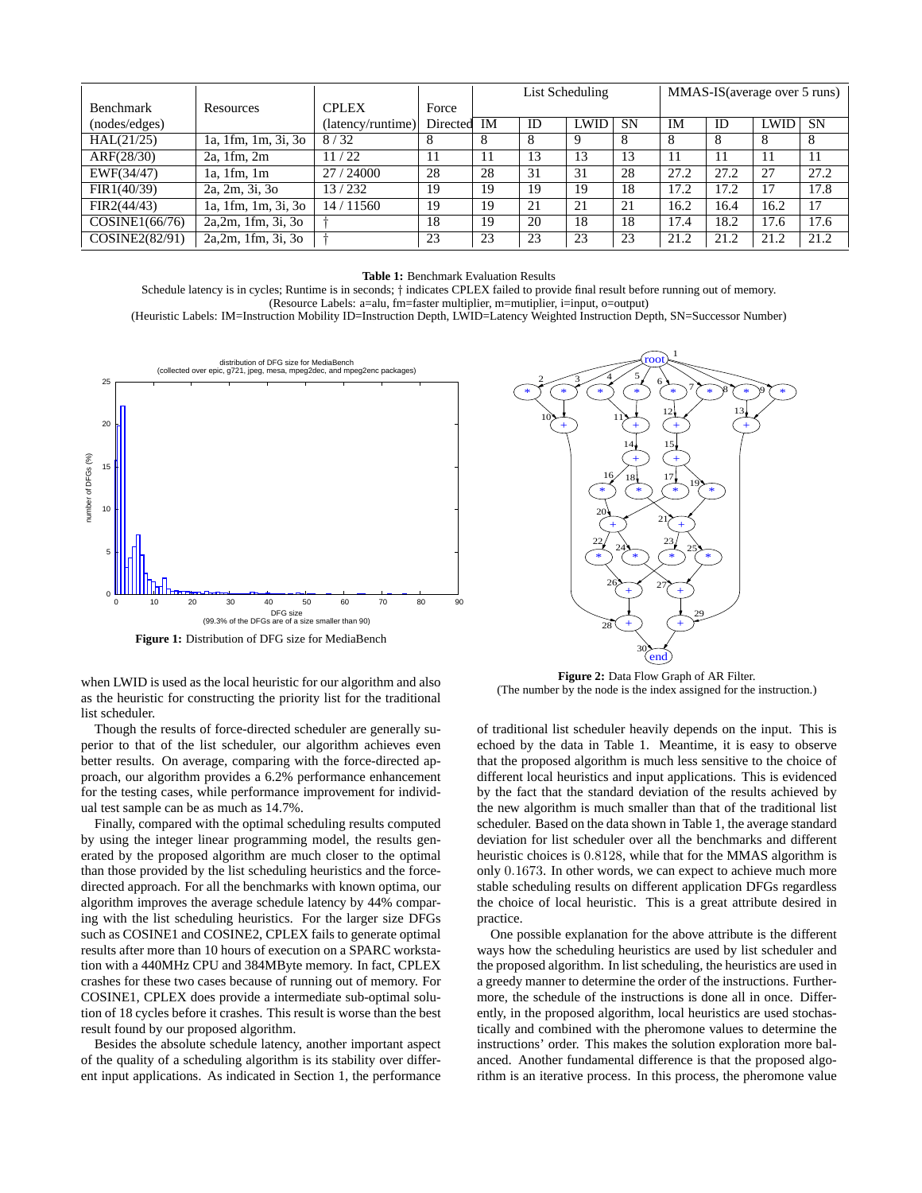| Benchmark | Resources | CPLEX | Force | List Scheduling | | | | MMAS-IS(average over 5 runs) | | | |
|---|---|---|---|---|---|---|---|---|---|---|---|
| (nodes/edges) | | (latency/runtime) | Directed | IM | ID | LWID | SN | IM | ID | LWID | SN |
| HAL(21/25) | 1a, 1fm, 1m, 3i, 3o | 8 / 32 | 8 | 8 | 8 | 9 | 8 | 8 | 8 | 8 | 8 |
| ARF(28/30) | 2a, 1fm, 2m | 11 / 22 | 11 | 11 | 13 | 13 | 13 | 11 | 11 | 11 | 11 |
| EWF(34/47) | 1a, 1fm, 1m | 27 / 24000 | 28 | 28 | 31 | 31 | 28 | 27.2 | 27.2 | 27 | 27.2 |
| FIR1(40/39) | 2a, 2m, 3i, 3o | 13 / 232 | 19 | 19 | 19 | 19 | 18 | 17.2 | 17.2 | 17 | 17.8 |
| FIR2(44/43) | 1a, 1fm, 1m, 3i, 3o | 14 / 11560 | 19 | 19 | 21 | 21 | 21 | 16.2 | 16.4 | 16.2 | 17 |
| COSINE1(66/76) | 2a,2m, 1fm, 3i, 3o | † | 18 | 19 | 20 | 18 | 18 | 17.4 | 18.2 | 17.6 | 17.6 |
| COSINE2(82/91) | 2a,2m, 1fm, 3i, 3o | † | 23 | 23 | 23 | 23 | 23 | 21.2 | 21.2 | 21.2 | 21.2 |

**Table 1:** Benchmark Evaluation Results
Schedule latency is in cycles; Runtime is in seconds; † indicates CPLEX failed to provide final result before running out of memory.
(Resource Labels: a=alu, fm=faster multiplier, m=mutiplier, i=input, o=output)
(Heuristic Labels: IM=Instruction Mobility ID=Instruction Depth, LWID=Latency Weighted Instruction Depth, SN=Successor Number)

**Figure 1:** Distribution of DFG size for MediaBench

**Figure 2:** Data Flow Graph of AR Filter.
(The number by the node is the index assigned for the instruction.)

when LWID is used as the local heuristic for our algorithm and also as the heuristic for constructing the priority list for the traditional list scheduler.

Though the results of force-directed scheduler are generally superior to that of the list scheduler, our algorithm achieves even better results. On average, comparing with the force-directed approach, our algorithm provides a 6.2% performance enhancement for the testing cases, while performance improvement for individual test sample can be as much as 14.7%.

Finally, compared with the optimal scheduling results computed by using the integer linear programming model, the results generated by the proposed algorithm are much closer to the optimal than those provided by the list scheduling heuristics and the force-directed approach. For all the benchmarks with known optima, our algorithm improves the average schedule latency by 44% comparing with the list scheduling heuristics. For the larger size DFGs such as COSINE1 and COSINE2, CPLEX fails to generate optimal results after more than 10 hours of execution on a SPARC workstation with a 440MHz CPU and 384MByte memory. In fact, CPLEX crashes for these two cases because of running out of memory. For COSINE1, CPLEX does provide a intermediate sub-optimal solution of 18 cycles before it crashes. This result is worse than the best result found by our proposed algorithm.

Besides the absolute schedule latency, another important aspect of the quality of a scheduling algorithm is its stability over different input applications. As indicated in Section 1, the performance of traditional list scheduler heavily depends on the input. This is echoed by the data in Table 1. Meantime, it is easy to observe that the proposed algorithm is much less sensitive to the choice of different local heuristics and input applications. This is evidenced by the fact that the standard deviation of the results achieved by the new algorithm is much smaller than that of the traditional list scheduler. Based on the data shown in Table 1, the average standard deviation for list scheduler over all the benchmarks and different heuristic choices is $0.8128$, while that for the MMAS algorithm is only $0.1673$. In other words, we can expect to achieve much more stable scheduling results on different application DFGs regardless the choice of local heuristic. This is a great attribute desired in practice.

One possible explanation for the above attribute is the different ways how the scheduling heuristics are used by list scheduler and the proposed algorithm. In list scheduling, the heuristics are used in a greedy manner to determine the order of the instructions. Furthermore, the schedule of the instructions is done all in once. Differently, in the proposed algorithm, local heuristics are used stochastically and combined with the pheromone values to determine the instructions' order. This makes the solution exploration more balanced. Another fundamental difference is that the proposed algorithm is an iterative process. In this process, the pheromone value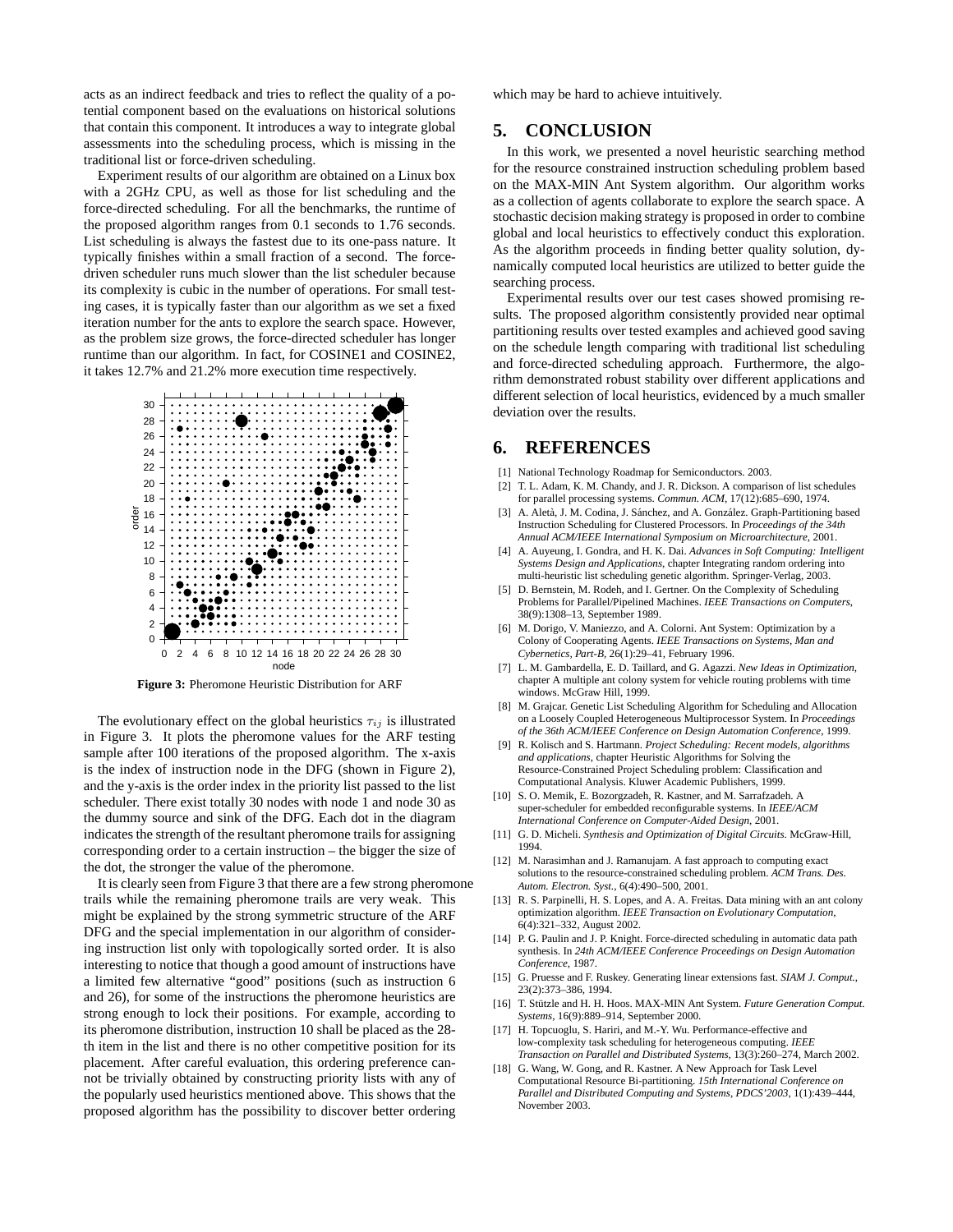acts as an indirect feedback and tries to reflect the quality of a potential component based on the evaluations on historical solutions that contain this component. It introduces a way to integrate global assessments into the scheduling process, which is missing in the traditional list or force-driven scheduling.

Experiment results of our algorithm are obtained on a Linux box with a 2GHz CPU, as well as those for list scheduling and the force-directed scheduling. For all the benchmarks, the runtime of the proposed algorithm ranges from 0.1 seconds to 1.76 seconds. List scheduling is always the fastest due to its one-pass nature. It typically finishes within a small fraction of a second. The force-driven scheduler runs much slower than the list scheduler because its complexity is cubic in the number of operations. For small testing cases, it is typically faster than our algorithm as we set a fixed iteration number for the ants to explore the search space. However, as the problem size grows, the force-directed scheduler has longer runtime than our algorithm. In fact, for COSINE1 and COSINE2, it takes 12.7% and 21.2% more execution time respectively.

order
30
28
26
24
22
20
18
16
14
12
10
8
6
4
2
0
0 2 4 6 8 10 12 14 16 18 20 22 24 26 28 30
node

**Figure 3:** Pheromone Heuristic Distribution for ARF

The evolutionary effect on the global heuristics $\tau_{ij}$ is illustrated in Figure 3. It plots the pheromone values for the ARF testing sample after 100 iterations of the proposed algorithm. The x-axis is the index of instruction node in the DFG (shown in Figure 2), and the y-axis is the order index in the priority list passed to the list scheduler. There exist totally 30 nodes with node 1 and node 30 as the dummy source and sink of the DFG. Each dot in the diagram indicates the strength of the resultant pheromone trails for assigning corresponding order to a certain instruction – the bigger the size of the dot, the stronger the value of the pheromone.

It is clearly seen from Figure 3 that there are a few strong pheromone trails while the remaining pheromone trails are very weak. This might be explained by the strong symmetric structure of the ARF DFG and the special implementation in our algorithm of considering instruction list only with topologically sorted order. It is also interesting to notice that though a good amount of instructions have a limited few alternative "good" positions (such as instruction 6 and 26), for some of the instructions the pheromone heuristics are strong enough to lock their positions. For example, according to its pheromone distribution, instruction 10 shall be placed as the 28-th item in the list and there is no other competitive position for its placement. After careful evaluation, this ordering preference cannot be trivially obtained by constructing priority lists with any of the popularly used heuristics mentioned above. This shows that the proposed algorithm has the possibility to discover better ordering which may be hard to achieve intuitively.

## 5. CONCLUSION

In this work, we presented a novel heuristic searching method for the resource constrained instruction scheduling problem based on the MAX-MIN Ant System algorithm. Our algorithm works as a collection of agents collaborate to explore the search space. A stochastic decision making strategy is proposed in order to combine global and local heuristics to effectively conduct this exploration. As the algorithm proceeds in finding better quality solution, dynamically computed local heuristics are utilized to better guide the searching process.

Experimental results over our test cases showed promising results. The proposed algorithm consistently provided near optimal partitioning results over tested examples and achieved good saving on the schedule length comparing with traditional list scheduling and force-directed scheduling approach. Furthermore, the algorithm demonstrated robust stability over different applications and different selection of local heuristics, evidenced by a much smaller deviation over the results.

## 6. REFERENCES

[1] National Technology Roadmap for Semiconductors. 2003.

[2] T. L. Adam, K. M. Chandy, and J. R. Dickson. A comparison of list schedules for parallel processing systems. *Commun. ACM*, 17(12):685–690, 1974.

[3] A. Aletà, J. M. Codina, J. Sánchez, and A. González. Graph-Partitioning based Instruction Scheduling for Clustered Processors. In *Proceedings of the 34th Annual ACM/IEEE International Symposium on Microarchitecture*, 2001.

[4] A. Auyeung, I. Gondra, and H. K. Dai. *Advances in Soft Computing: Intelligent Systems Design and Applications*, chapter Integrating random ordering into multi-heuristic list scheduling genetic algorithm. Springer-Verlag, 2003.

[5] D. Bernstein, M. Rodeh, and I. Gertner. On the Complexity of Scheduling Problems for Parallel/Pipelined Machines. *IEEE Transactions on Computers*, 38(9):1308–13, September 1989.

[6] M. Dorigo, V. Maniezzo, and A. Colorni. Ant System: Optimization by a Colony of Cooperating Agents. *IEEE Transactions on Systems, Man and Cybernetics, Part-B*, 26(1):29–41, February 1996.

[7] L. M. Gambardella, E. D. Taillard, and G. Agazzi. *New Ideas in Optimization*, chapter A multiple ant colony system for vehicle routing problems with time windows. McGraw Hill, 1999.

[8] M. Grajcar. Genetic List Scheduling Algorithm for Scheduling and Allocation on a Loosely Coupled Heterogeneous Multiprocessor System. In *Proceedings of the 36th ACM/IEEE Conference on Design Automation Conference*, 1999.

[9] R. Kolisch and S. Hartmann. *Project Scheduling: Recent models, algorithms and applications*, chapter Heuristic Algorithms for Solving the Resource-Constrained Project Scheduling problem: Classification and Computational Analysis. Kluwer Academic Publishers, 1999.

[10] S. O. Memik, E. Bozorgzadeh, R. Kastner, and M. Sarrafzadeh. A super-scheduler for embedded reconfigurable systems. In *IEEE/ACM International Conference on Computer-Aided Design*, 2001.

[11] G. D. Micheli. *Synthesis and Optimization of Digital Circuits*. McGraw-Hill, 1994.

[12] M. Narasimhan and J. Ramanujam. A fast approach to computing exact solutions to the resource-constrained scheduling problem. *ACM Trans. Des. Autom. Electron. Syst.*, 6(4):490–500, 2001.

[13] R. S. Parpinelli, H. S. Lopes, and A. A. Freitas. Data mining with an ant colony optimization algorithm. *IEEE Transaction on Evolutionary Computation*, 6(4):321–332, August 2002.

[14] P. G. Paulin and J. P. Knight. Force-directed scheduling in automatic data path synthesis. In *24th ACM/IEEE Conference Proceedings on Design Automation Conference*, 1987.

[15] G. Pruesse and F. Ruskey. Generating linear extensions fast. *SIAM J. Comput.*, 23(2):373–386, 1994.

[16] T. Stützle and H. H. Hoos. MAX-MIN Ant System. *Future Generation Comput. Systems*, 16(9):889–914, September 2000.

[17] H. Topcuoglu, S. Hariri, and M.-Y. Wu. Performance-effective and low-complexity task scheduling for heterogeneous computing. *IEEE Transaction on Parallel and Distributed Systems*, 13(3):260–274, March 2002.

[18] G. Wang, W. Gong, and R. Kastner. A New Approach for Task Level Computational Resource Bi-partitioning. *15th International Conference on Parallel and Distributed Computing and Systems, PDCS'2003*, 1(1):439–444, November 2003.